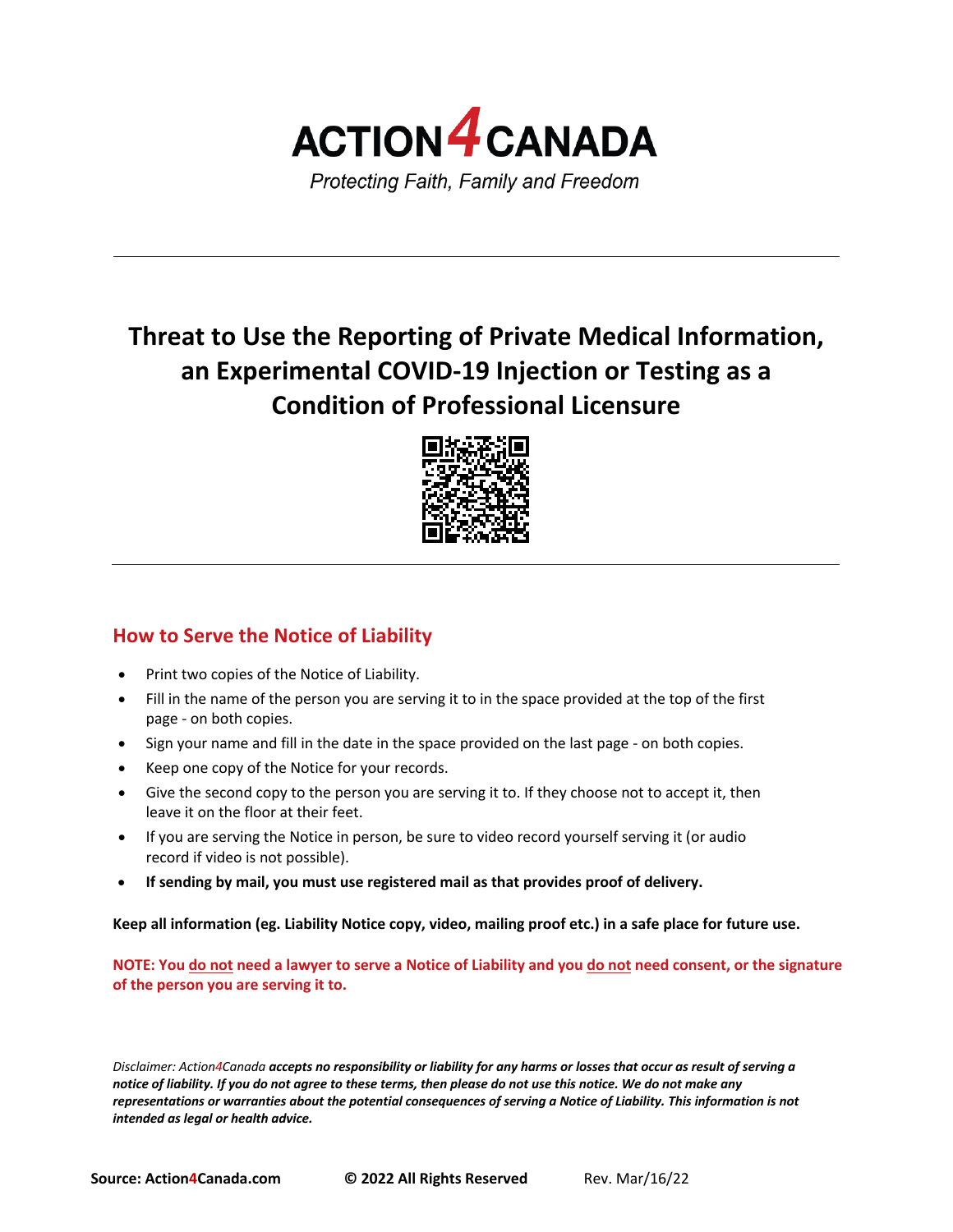# ACTION4CANADA

*Protecting Faith, Family and Freedom*

---

# Threat to Use the Reporting of Private Medical Information, an Experimental COVID-19 Injection or Testing as a Condition of Professional Licensure

---

## How to Serve the Notice of Liability

- Print two copies of the Notice of Liability.
- Fill in the name of the person you are serving it to in the space provided at the top of the first page - on both copies.
- Sign your name and fill in the date in the space provided on the last page - on both copies.
- Keep one copy of the Notice for your records.
- Give the second copy to the person you are serving it to. If they choose not to accept it, then leave it on the floor at their feet.
- If you are serving the Notice in person, be sure to video record yourself serving it (or audio record if video is not possible).
- **If sending by mail, you must use registered mail as that provides proof of delivery.**

**Keep all information (eg. Liability Notice copy, video, mailing proof etc.) in a safe place for future use.**

**NOTE: You do not need a lawyer to serve a Notice of Liability and you do not need consent, or the signature of the person you are serving it to.**

*Disclaimer: Action4Canada **accepts no responsibility or liability for any harms or losses that occur as result of serving a notice of liability. If you do not agree to these terms, then please do not use this notice. We do not make any representations or warranties about the potential consequences of serving a Notice of Liability. This information is not intended as legal or health advice.***

**Source: Action4Canada.com** **© 2022 All Rights Reserved** Rev. Mar/16/22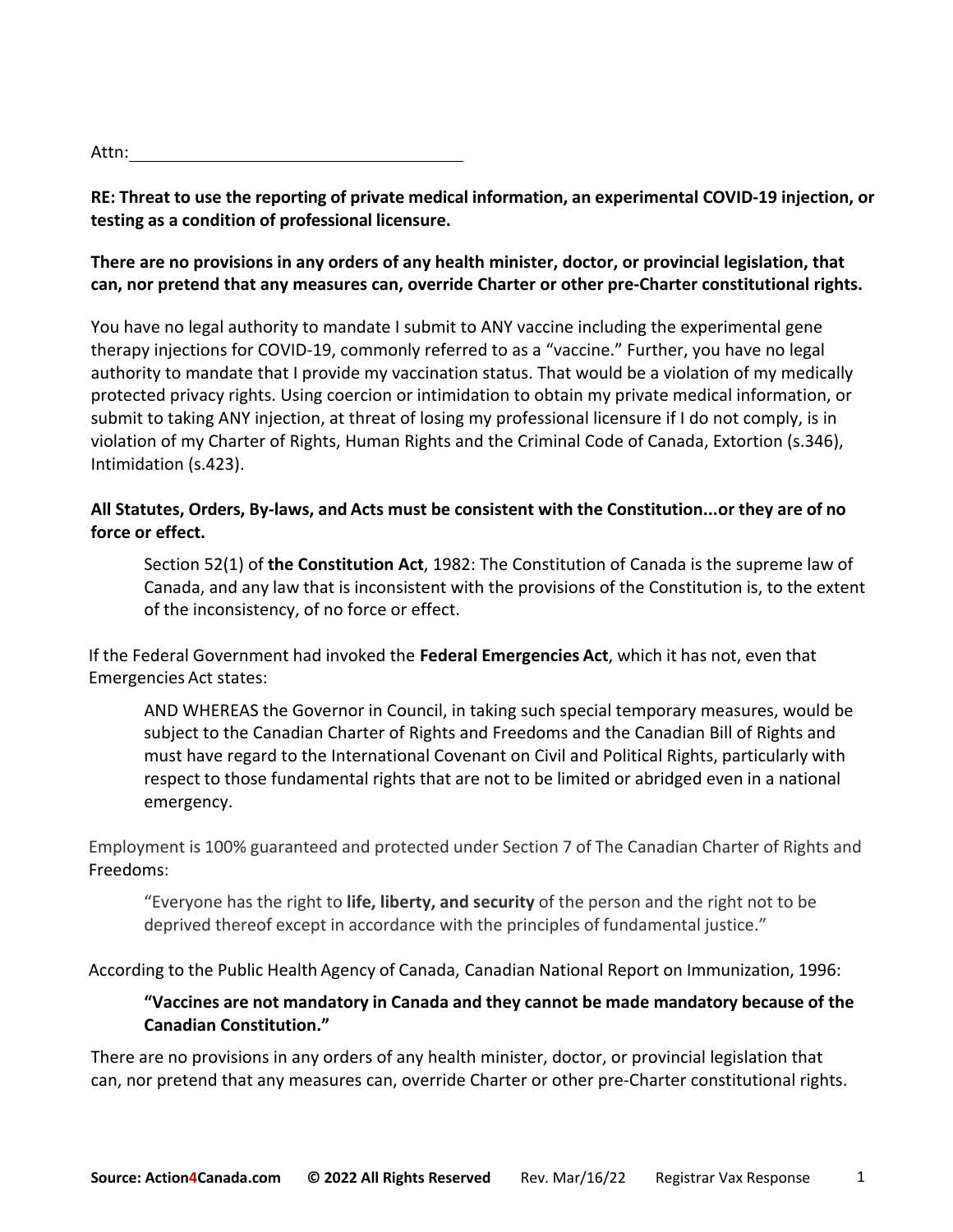Attn: ____________________________________

**RE: Threat to use the reporting of private medical information, an experimental COVID-19 injection, or testing as a condition of professional licensure.**

**There are no provisions in any orders of any health minister, doctor, or provincial legislation, that can, nor pretend that any measures can, override Charter or other pre-Charter constitutional rights.**

You have no legal authority to mandate I submit to ANY vaccine including the experimental gene therapy injections for COVID-19, commonly referred to as a "vaccine." Further, you have no legal authority to mandate that I provide my vaccination status. That would be a violation of my medically protected privacy rights. Using coercion or intimidation to obtain my private medical information, or submit to taking ANY injection, at threat of losing my professional licensure if I do not comply, is in violation of my Charter of Rights, Human Rights and the Criminal Code of Canada, Extortion (s.346), Intimidation (s.423).

**All Statutes, Orders, By-laws, and Acts must be consistent with the Constitution...or they are of no force or effect.**

> Section 52(1) of **the Constitution Act**, 1982: The Constitution of Canada is the supreme law of Canada, and any law that is inconsistent with the provisions of the Constitution is, to the extent of the inconsistency, of no force or effect.

If the Federal Government had invoked the **Federal Emergencies Act**, which it has not, even that Emergencies Act states:

> AND WHEREAS the Governor in Council, in taking such special temporary measures, would be subject to the Canadian Charter of Rights and Freedoms and the Canadian Bill of Rights and must have regard to the International Covenant on Civil and Political Rights, particularly with respect to those fundamental rights that are not to be limited or abridged even in a national emergency.

Employment is 100% guaranteed and protected under Section 7 of The Canadian Charter of Rights and Freedoms:

> "Everyone has the right to **life, liberty, and security** of the person and the right not to be deprived thereof except in accordance with the principles of fundamental justice."

According to the Public Health Agency of Canada, Canadian National Report on Immunization, 1996:

> **"Vaccines are not mandatory in Canada and they cannot be made mandatory because of the Canadian Constitution."**

There are no provisions in any orders of any health minister, doctor, or provincial legislation that can, nor pretend that any measures can, override Charter or other pre-Charter constitutional rights.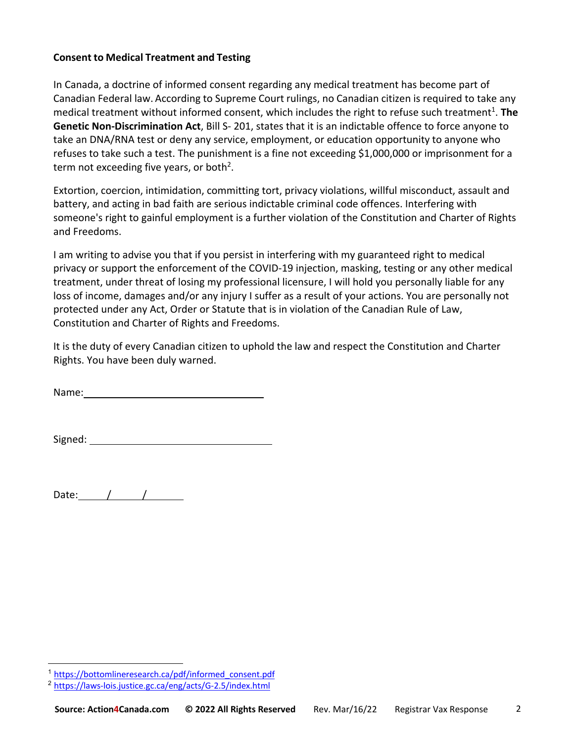**Consent to Medical Treatment and Testing**

In Canada, a doctrine of informed consent regarding any medical treatment has become part of Canadian Federal law. According to Supreme Court rulings, no Canadian citizen is required to take any medical treatment without informed consent, which includes the right to refuse such treatment[1]. **The Genetic Non-Discrimination Act**, Bill S- 201, states that it is an indictable offence to force anyone to take an DNA/RNA test or deny any service, employment, or education opportunity to anyone who refuses to take such a test. The punishment is a fine not exceeding $1,000,000 or imprisonment for a term not exceeding five years, or both[2].

Extortion, coercion, intimidation, committing tort, privacy violations, willful misconduct, assault and battery, and acting in bad faith are serious indictable criminal code offences. Interfering with someone's right to gainful employment is a further violation of the Constitution and Charter of Rights and Freedoms.

I am writing to advise you that if you persist in interfering with my guaranteed right to medical privacy or support the enforcement of the COVID-19 injection, masking, testing or any other medical treatment, under threat of losing my professional licensure, I will hold you personally liable for any loss of income, damages and/or any injury I suffer as a result of your actions. You are personally not protected under any Act, Order or Statute that is in violation of the Canadian Rule of Law, Constitution and Charter of Rights and Freedoms.

It is the duty of every Canadian citizen to uphold the law and respect the Constitution and Charter Rights. You have been duly warned.

Name: ________________________________

Signed: ________________________________

Date: _____/_____/_______

[1] https://bottomlineresearch.ca/pdf/informed_consent.pdf
[2] https://laws-lois.justice.gc.ca/eng/acts/G-2.5/index.html

**Source: Action4Canada.com** **© 2022 All Rights Reserved** Rev. Mar/16/22 Registrar Vax Response